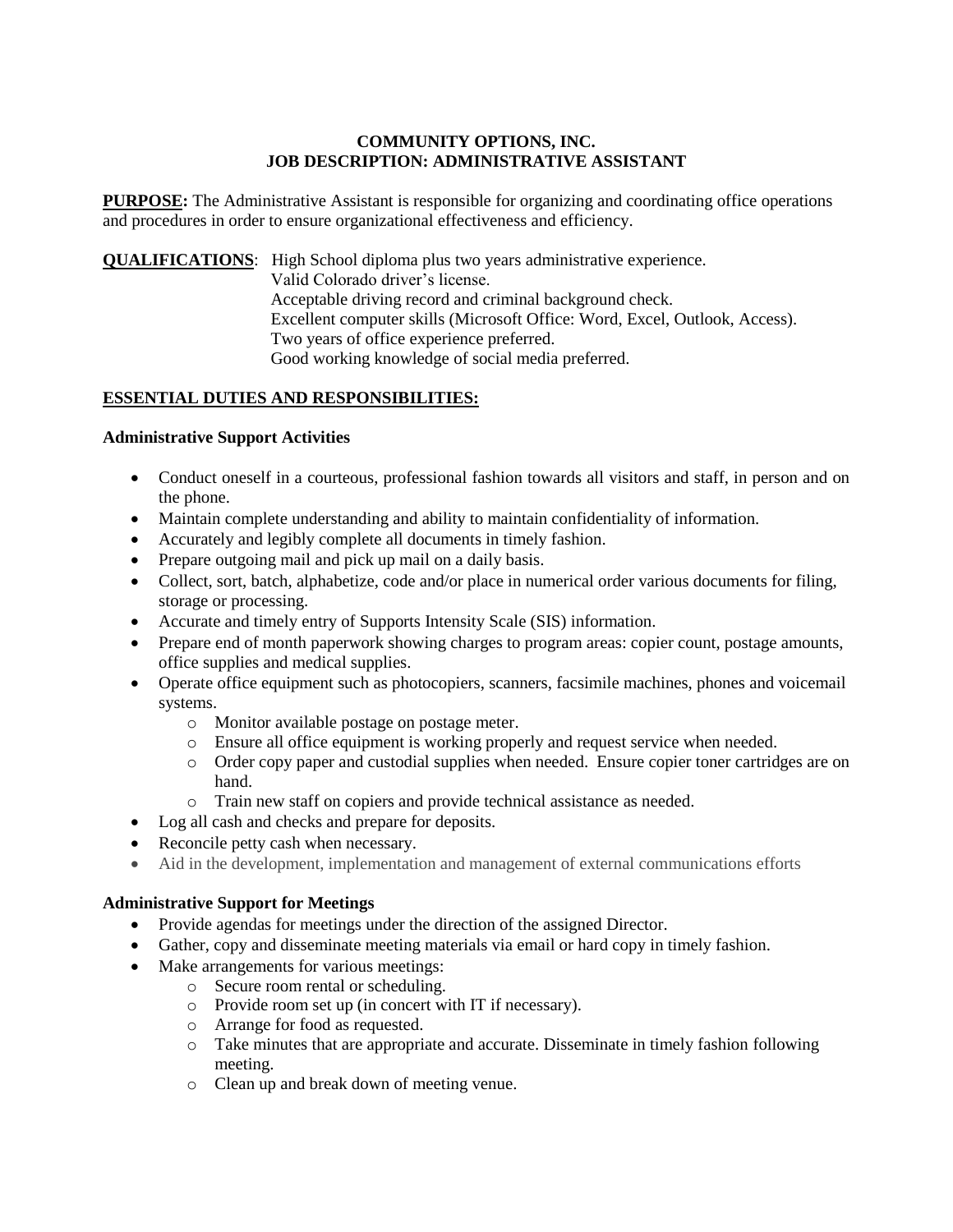**COMMUNITY OPTIONS, INC.**
**JOB DESCRIPTION: ADMINISTRATIVE ASSISTANT**

**PURPOSE:** The Administrative Assistant is responsible for organizing and coordinating office operations and procedures in order to ensure organizational effectiveness and efficiency.

**QUALIFICATIONS**: High School diploma plus two years administrative experience.
Valid Colorado driver's license.
Acceptable driving record and criminal background check.
Excellent computer skills (Microsoft Office: Word, Excel, Outlook, Access).
Two years of office experience preferred.
Good working knowledge of social media preferred.

**ESSENTIAL DUTIES AND RESPONSIBILITIES:**

**Administrative Support Activities**

- Conduct oneself in a courteous, professional fashion towards all visitors and staff, in person and on the phone.
- Maintain complete understanding and ability to maintain confidentiality of information.
- Accurately and legibly complete all documents in timely fashion.
- Prepare outgoing mail and pick up mail on a daily basis.
- Collect, sort, batch, alphabetize, code and/or place in numerical order various documents for filing, storage or processing.
- Accurate and timely entry of Supports Intensity Scale (SIS) information.
- Prepare end of month paperwork showing charges to program areas: copier count, postage amounts, office supplies and medical supplies.
- Operate office equipment such as photocopiers, scanners, facsimile machines, phones and voicemail systems.
  - Monitor available postage on postage meter.
  - Ensure all office equipment is working properly and request service when needed.
  - Order copy paper and custodial supplies when needed. Ensure copier toner cartridges are on hand.
  - Train new staff on copiers and provide technical assistance as needed.
- Log all cash and checks and prepare for deposits.
- Reconcile petty cash when necessary.
- Aid in the development, implementation and management of external communications efforts

**Administrative Support for Meetings**

- Provide agendas for meetings under the direction of the assigned Director.
- Gather, copy and disseminate meeting materials via email or hard copy in timely fashion.
- Make arrangements for various meetings:
  - Secure room rental or scheduling.
  - Provide room set up (in concert with IT if necessary).
  - Arrange for food as requested.
  - Take minutes that are appropriate and accurate. Disseminate in timely fashion following meeting.
  - Clean up and break down of meeting venue.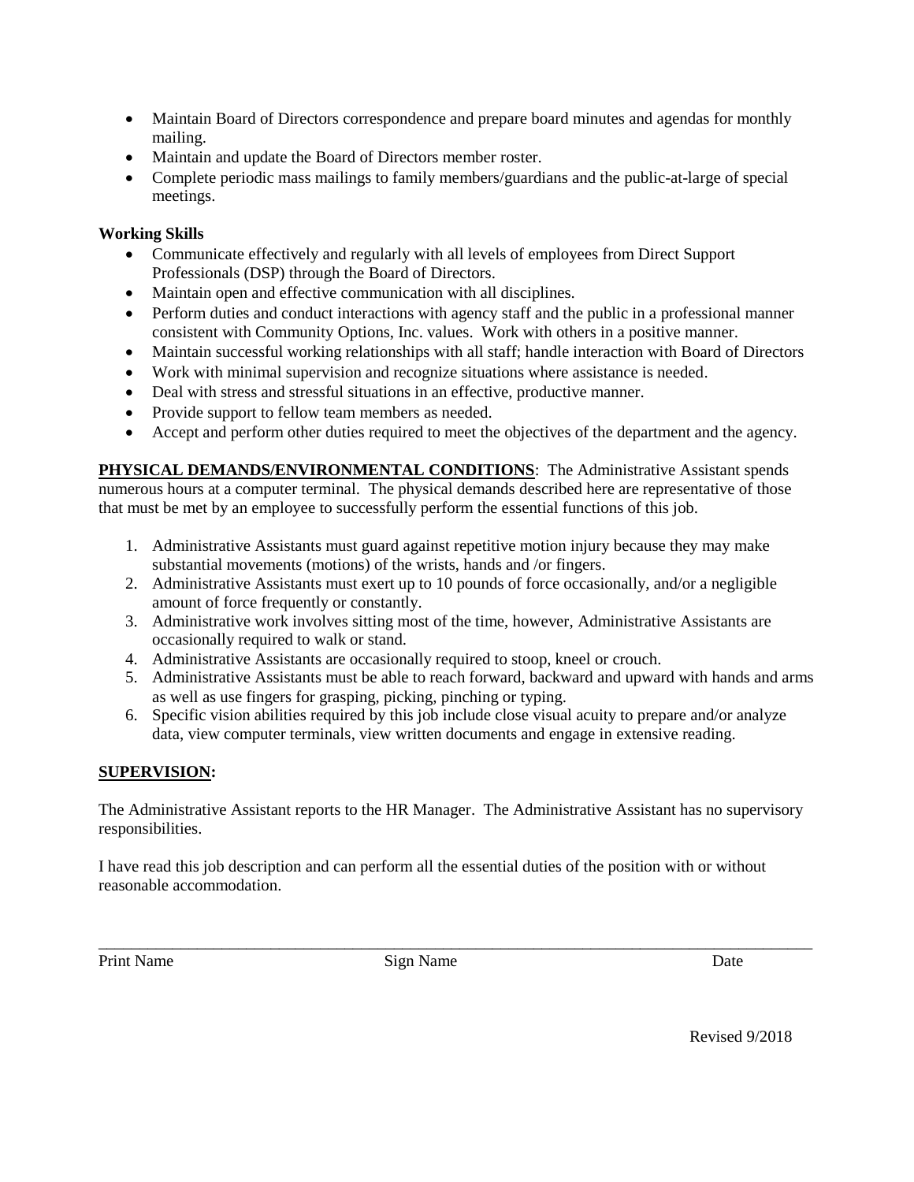- Maintain Board of Directors correspondence and prepare board minutes and agendas for monthly mailing.
- Maintain and update the Board of Directors member roster.
- Complete periodic mass mailings to family members/guardians and the public-at-large of special meetings.

**Working Skills**

- Communicate effectively and regularly with all levels of employees from Direct Support Professionals (DSP) through the Board of Directors.
- Maintain open and effective communication with all disciplines.
- Perform duties and conduct interactions with agency staff and the public in a professional manner consistent with Community Options, Inc. values. Work with others in a positive manner.
- Maintain successful working relationships with all staff; handle interaction with Board of Directors
- Work with minimal supervision and recognize situations where assistance is needed.
- Deal with stress and stressful situations in an effective, productive manner.
- Provide support to fellow team members as needed.
- Accept and perform other duties required to meet the objectives of the department and the agency.

**PHYSICAL DEMANDS/ENVIRONMENTAL CONDITIONS**: The Administrative Assistant spends numerous hours at a computer terminal. The physical demands described here are representative of those that must be met by an employee to successfully perform the essential functions of this job.

1. Administrative Assistants must guard against repetitive motion injury because they may make substantial movements (motions) of the wrists, hands and /or fingers.
2. Administrative Assistants must exert up to 10 pounds of force occasionally, and/or a negligible amount of force frequently or constantly.
3. Administrative work involves sitting most of the time, however, Administrative Assistants are occasionally required to walk or stand.
4. Administrative Assistants are occasionally required to stoop, kneel or crouch.
5. Administrative Assistants must be able to reach forward, backward and upward with hands and arms as well as use fingers for grasping, picking, pinching or typing.
6. Specific vision abilities required by this job include close visual acuity to prepare and/or analyze data, view computer terminals, view written documents and engage in extensive reading.

**SUPERVISION:**

The Administrative Assistant reports to the HR Manager. The Administrative Assistant has no supervisory responsibilities.

I have read this job description and can perform all the essential duties of the position with or without reasonable accommodation.

_______________________________________________________________________________

Print Name Sign Name Date

Revised 9/2018